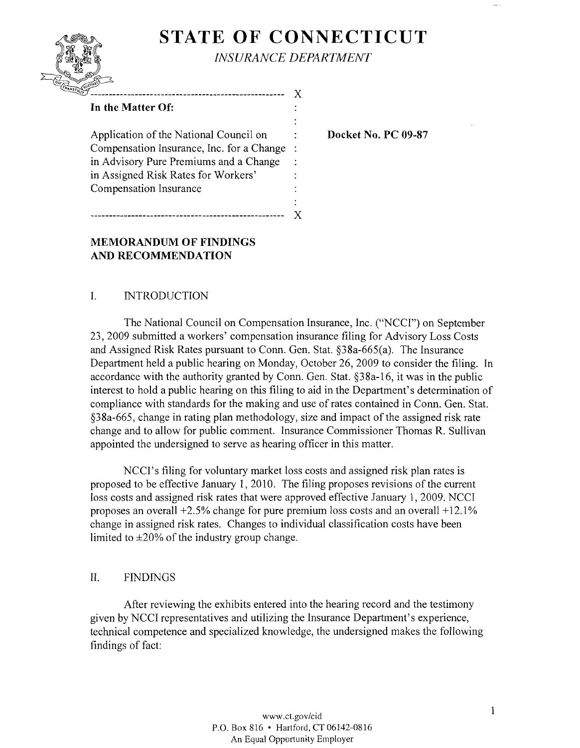# STATE OF CONNECTICUT

*INSURANCE DEPARTMENT*

**In the Matter Of:**

Application of the National Council on Compensation Insurance, Inc. for a Change in Advisory Pure Premiums and a Change in Assigned Risk Rates for Workers' Compensation Insurance

**Docket No. PC 09-87**

## MEMORANDUM OF FINDINGS AND RECOMMENDATION

### I. INTRODUCTION

The National Council on Compensation Insurance, Inc. ("NCCI") on September 23, 2009 submitted a workers' compensation insurance filing for Advisory Loss Costs and Assigned Risk Rates pursuant to Conn. Gen. Stat. §38a-665(a). The Insurance Department held a public hearing on Monday, October 26, 2009 to consider the filing. In accordance with the authority granted by Conn. Gen. Stat. §38a-16, it was in the public interest to hold a public hearing on this filing to aid in the Department's determination of compliance with standards for the making and use of rates contained in Conn. Gen. Stat. §38a-665, change in rating plan methodology, size and impact of the assigned risk rate change and to allow for public comment. Insurance Commissioner Thomas R. Sullivan appointed the undersigned to serve as hearing officer in this matter.

NCCI's filing for voluntary market loss costs and assigned risk plan rates is proposed to be effective January 1, 2010. The filing proposes revisions of the current loss costs and assigned risk rates that were approved effective January 1, 2009. NCCI proposes an overall +2.5% change for pure premium loss costs and an overall +12.1% change in assigned risk rates. Changes to individual classification costs have been limited to ±20% of the industry group change.

### II. FINDINGS

After reviewing the exhibits entered into the hearing record and the testimony given by NCCI representatives and utilizing the Insurance Department's experience, technical competence and specialized knowledge, the undersigned makes the following findings of fact: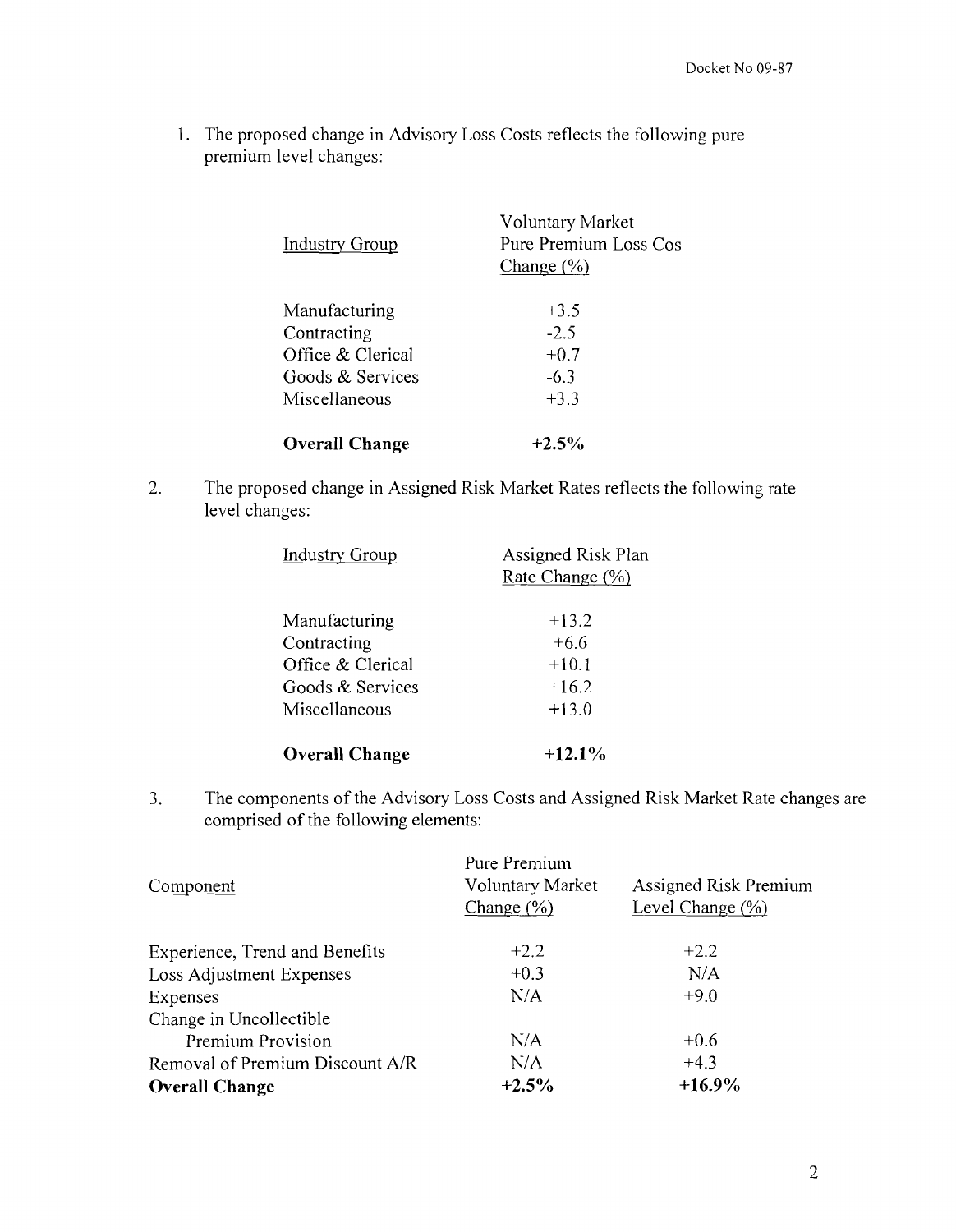1. The proposed change in Advisory Loss Costs reflects the following pure premium level changes:

| Industry Group | Voluntary Market Pure Premium Loss Cos Change (%) |
|---|---|
| Manufacturing | +3.5 |
| Contracting | -2.5 |
| Office & Clerical | +0.7 |
| Goods & Services | -6.3 |
| Miscellaneous | +3.3 |
| **Overall Change** | **+2.5%** |

2. The proposed change in Assigned Risk Market Rates reflects the following rate level changes:

| Industry Group | Assigned Risk Plan Rate Change (%) |
|---|---|
| Manufacturing | +13.2 |
| Contracting | +6.6 |
| Office & Clerical | +10.1 |
| Goods & Services | +16.2 |
| Miscellaneous | +13.0 |
| **Overall Change** | **+12.1%** |

3. The components of the Advisory Loss Costs and Assigned Risk Market Rate changes are comprised of the following elements:

| Component | Pure Premium Voluntary Market Change (%) | Assigned Risk Premium Level Change (%) |
|---|---|---|
| Experience, Trend and Benefits | +2.2 | +2.2 |
| Loss Adjustment Expenses | +0.3 | N/A |
| Expenses | N/A | +9.0 |
| Change in Uncollectible Premium Provision | N/A | +0.6 |
| Removal of Premium Discount A/R | N/A | +4.3 |
| **Overall Change** | **+2.5%** | **+16.9%** |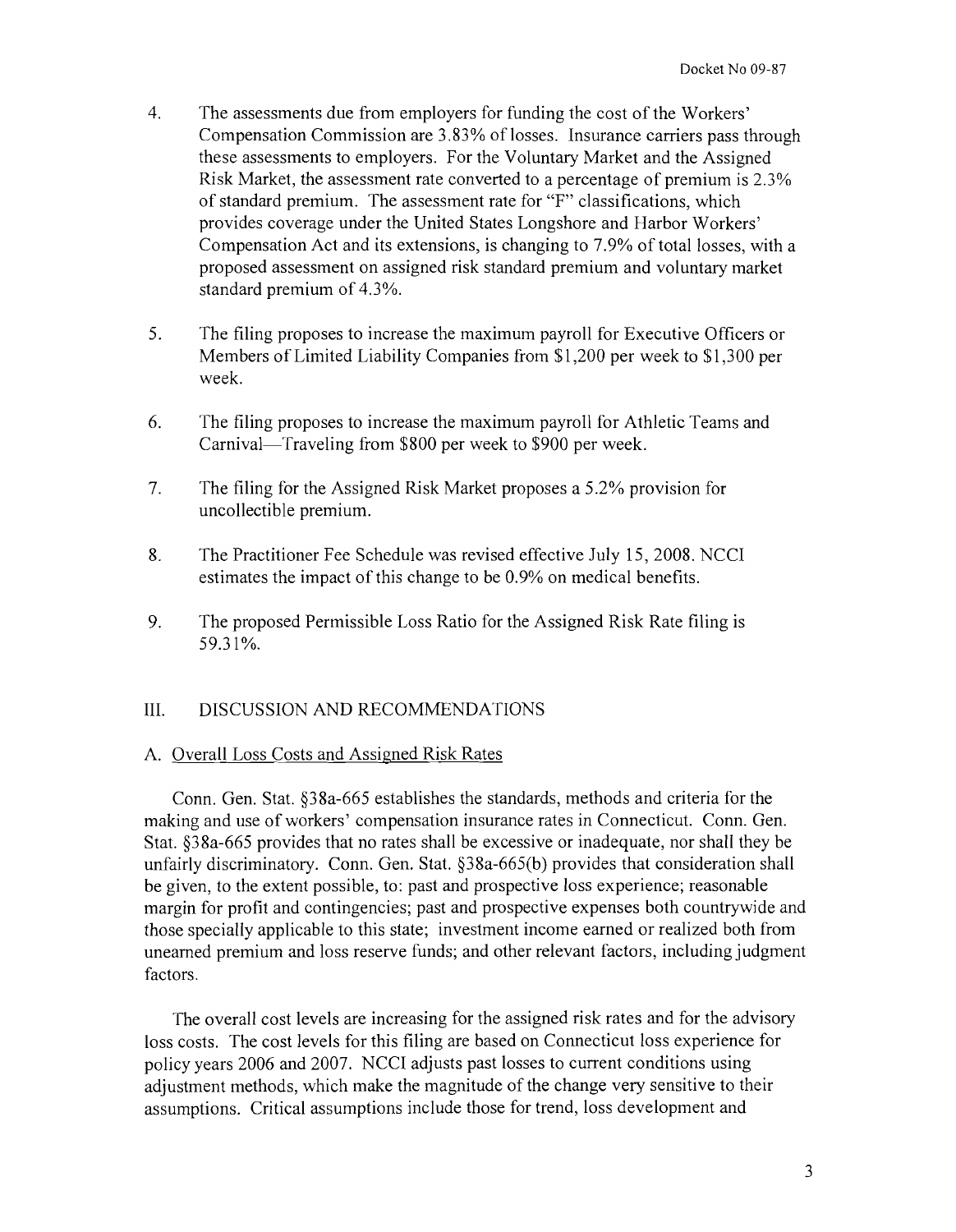4. The assessments due from employers for funding the cost of the Workers' Compensation Commission are 3.83% of losses. Insurance carriers pass through these assessments to employers. For the Voluntary Market and the Assigned Risk Market, the assessment rate converted to a percentage of premium is 2.3% of standard premium. The assessment rate for "F" classifications, which provides coverage under the United States Longshore and Harbor Workers' Compensation Act and its extensions, is changing to 7.9% of total losses, with a proposed assessment on assigned risk standard premium and voluntary market standard premium of 4.3%.

5. The filing proposes to increase the maximum payroll for Executive Officers or Members of Limited Liability Companies from $1,200 per week to $1,300 per week.

6. The filing proposes to increase the maximum payroll for Athletic Teams and Carnival—Traveling from $800 per week to $900 per week.

7. The filing for the Assigned Risk Market proposes a 5.2% provision for uncollectible premium.

8. The Practitioner Fee Schedule was revised effective July 15, 2008. NCCI estimates the impact of this change to be 0.9% on medical benefits.

9. The proposed Permissible Loss Ratio for the Assigned Risk Rate filing is 59.31%.

## III. DISCUSSION AND RECOMMENDATIONS

### A. Overall Loss Costs and Assigned Risk Rates

Conn. Gen. Stat. §38a-665 establishes the standards, methods and criteria for the making and use of workers' compensation insurance rates in Connecticut. Conn. Gen. Stat. §38a-665 provides that no rates shall be excessive or inadequate, nor shall they be unfairly discriminatory. Conn. Gen. Stat. §38a-665(b) provides that consideration shall be given, to the extent possible, to: past and prospective loss experience; reasonable margin for profit and contingencies; past and prospective expenses both countrywide and those specially applicable to this state; investment income earned or realized both from unearned premium and loss reserve funds; and other relevant factors, including judgment factors.

The overall cost levels are increasing for the assigned risk rates and for the advisory loss costs. The cost levels for this filing are based on Connecticut loss experience for policy years 2006 and 2007. NCCI adjusts past losses to current conditions using adjustment methods, which make the magnitude of the change very sensitive to their assumptions. Critical assumptions include those for trend, loss development and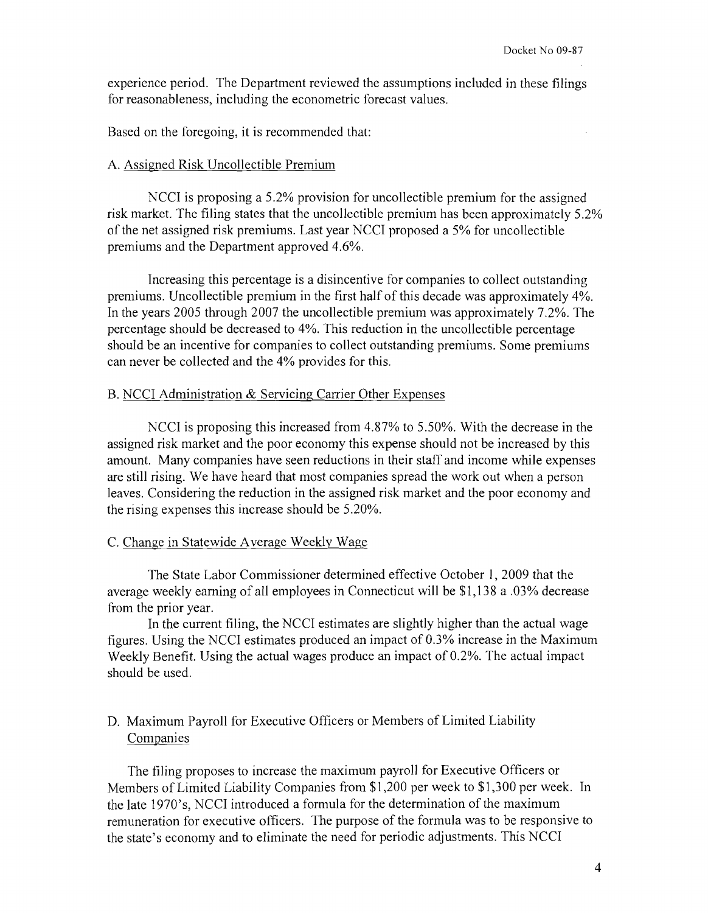experience period. The Department reviewed the assumptions included in these filings for reasonableness, including the econometric forecast values.

Based on the foregoing, it is recommended that:

A. Assigned Risk Uncollectible Premium

NCCI is proposing a 5.2% provision for uncollectible premium for the assigned risk market. The filing states that the uncollectible premium has been approximately 5.2% of the net assigned risk premiums. Last year NCCI proposed a 5% for uncollectible premiums and the Department approved 4.6%.

Increasing this percentage is a disincentive for companies to collect outstanding premiums. Uncollectible premium in the first half of this decade was approximately 4%. In the years 2005 through 2007 the uncollectible premium was approximately 7.2%. The percentage should be decreased to 4%. This reduction in the uncollectible percentage should be an incentive for companies to collect outstanding premiums. Some premiums can never be collected and the 4% provides for this.

B. NCCI Administration & Servicing Carrier Other Expenses

NCCI is proposing this increased from 4.87% to 5.50%. With the decrease in the assigned risk market and the poor economy this expense should not be increased by this amount. Many companies have seen reductions in their staff and income while expenses are still rising. We have heard that most companies spread the work out when a person leaves. Considering the reduction in the assigned risk market and the poor economy and the rising expenses this increase should be 5.20%.

C. Change in Statewide Average Weekly Wage

The State Labor Commissioner determined effective October 1, 2009 that the average weekly earning of all employees in Connecticut will be $1,138 a .03% decrease from the prior year.

In the current filing, the NCCI estimates are slightly higher than the actual wage figures. Using the NCCI estimates produced an impact of 0.3% increase in the Maximum Weekly Benefit. Using the actual wages produce an impact of 0.2%. The actual impact should be used.

D. Maximum Payroll for Executive Officers or Members of Limited Liability Companies

The filing proposes to increase the maximum payroll for Executive Officers or Members of Limited Liability Companies from $1,200 per week to $1,300 per week. In the late 1970's, NCCI introduced a formula for the determination of the maximum remuneration for executive officers. The purpose of the formula was to be responsive to the state's economy and to eliminate the need for periodic adjustments. This NCCI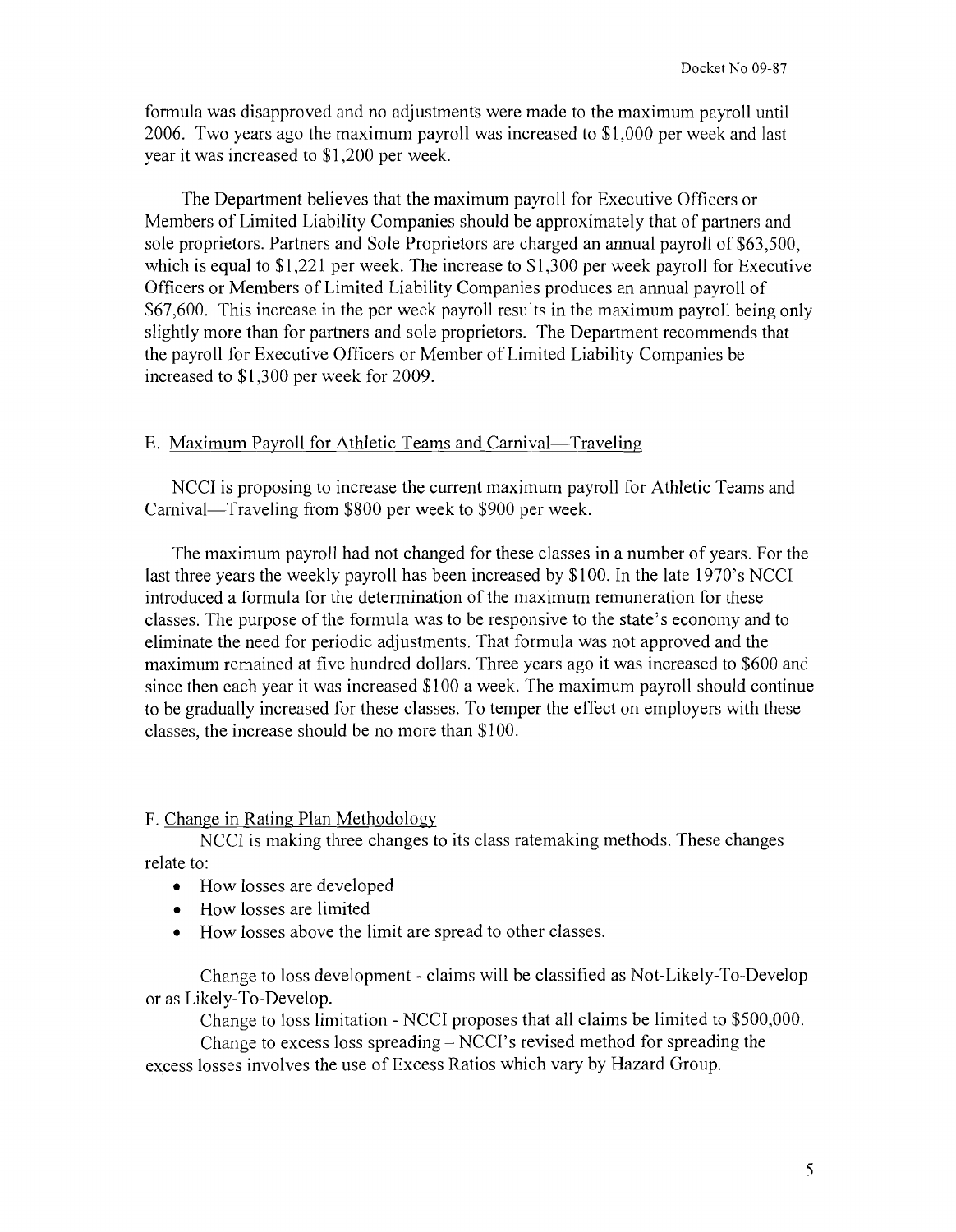formula was disapproved and no adjustments were made to the maximum payroll until 2006. Two years ago the maximum payroll was increased to $1,000 per week and last year it was increased to $1,200 per week.

The Department believes that the maximum payroll for Executive Officers or Members of Limited Liability Companies should be approximately that of partners and sole proprietors. Partners and Sole Proprietors are charged an annual payroll of $63,500, which is equal to $1,221 per week. The increase to $1,300 per week payroll for Executive Officers or Members of Limited Liability Companies produces an annual payroll of $67,600. This increase in the per week payroll results in the maximum payroll being only slightly more than for partners and sole proprietors. The Department recommends that the payroll for Executive Officers or Member of Limited Liability Companies be increased to $1,300 per week for 2009.

E. Maximum Payroll for Athletic Teams and Carnival—Traveling

NCCI is proposing to increase the current maximum payroll for Athletic Teams and Carnival—Traveling from $800 per week to $900 per week.

The maximum payroll had not changed for these classes in a number of years. For the last three years the weekly payroll has been increased by $100. In the late 1970's NCCI introduced a formula for the determination of the maximum remuneration for these classes. The purpose of the formula was to be responsive to the state's economy and to eliminate the need for periodic adjustments. That formula was not approved and the maximum remained at five hundred dollars. Three years ago it was increased to $600 and since then each year it was increased $100 a week. The maximum payroll should continue to be gradually increased for these classes. To temper the effect on employers with these classes, the increase should be no more than $100.

F. Change in Rating Plan Methodology

NCCI is making three changes to its class ratemaking methods. These changes relate to:

- How losses are developed
- How losses are limited
- How losses above the limit are spread to other classes.

Change to loss development - claims will be classified as Not-Likely-To-Develop or as Likely-To-Develop.

Change to loss limitation - NCCI proposes that all claims be limited to $500,000.

Change to excess loss spreading – NCCI's revised method for spreading the excess losses involves the use of Excess Ratios which vary by Hazard Group.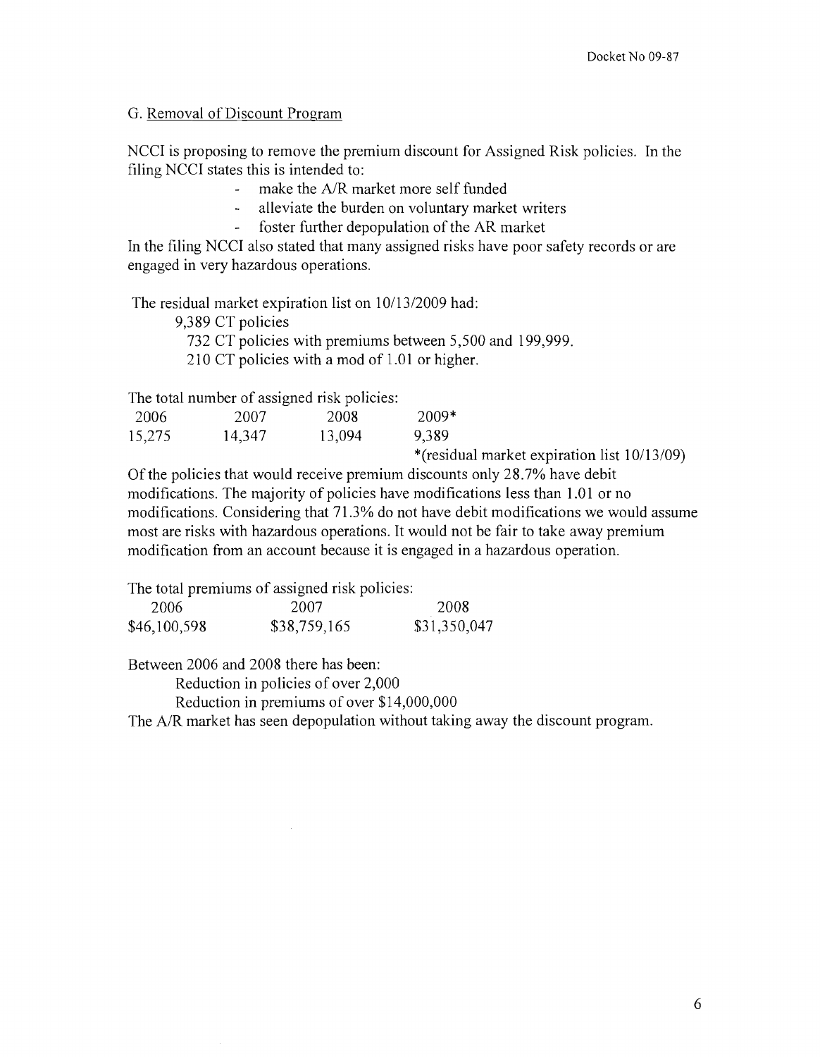## G. Removal of Discount Program

NCCI is proposing to remove the premium discount for Assigned Risk policies. In the filing NCCI states this is intended to:

- make the A/R market more self funded
- alleviate the burden on voluntary market writers
- foster further depopulation of the AR market

In the filing NCCI also stated that many assigned risks have poor safety records or are engaged in very hazardous operations.

The residual market expiration list on 10/13/2009 had:

9,389 CT policies

732 CT policies with premiums between 5,500 and 199,999.

210 CT policies with a mod of 1.01 or higher.

The total number of assigned risk policies:

| 2006 | 2007 | 2008 | 2009* |
|---|---|---|---|
| 15,275 | 14,347 | 13,094 | 9,389 |

*(residual market expiration list 10/13/09)

Of the policies that would receive premium discounts only 28.7% have debit modifications. The majority of policies have modifications less than 1.01 or no modifications. Considering that 71.3% do not have debit modifications we would assume most are risks with hazardous operations. It would not be fair to take away premium modification from an account because it is engaged in a hazardous operation.

The total premiums of assigned risk policies:

| 2006 | 2007 | 2008 |
|---|---|---|
| $46,100,598 | $38,759,165 | $31,350,047 |

Between 2006 and 2008 there has been:

Reduction in policies of over 2,000

Reduction in premiums of over $14,000,000

The A/R market has seen depopulation without taking away the discount program.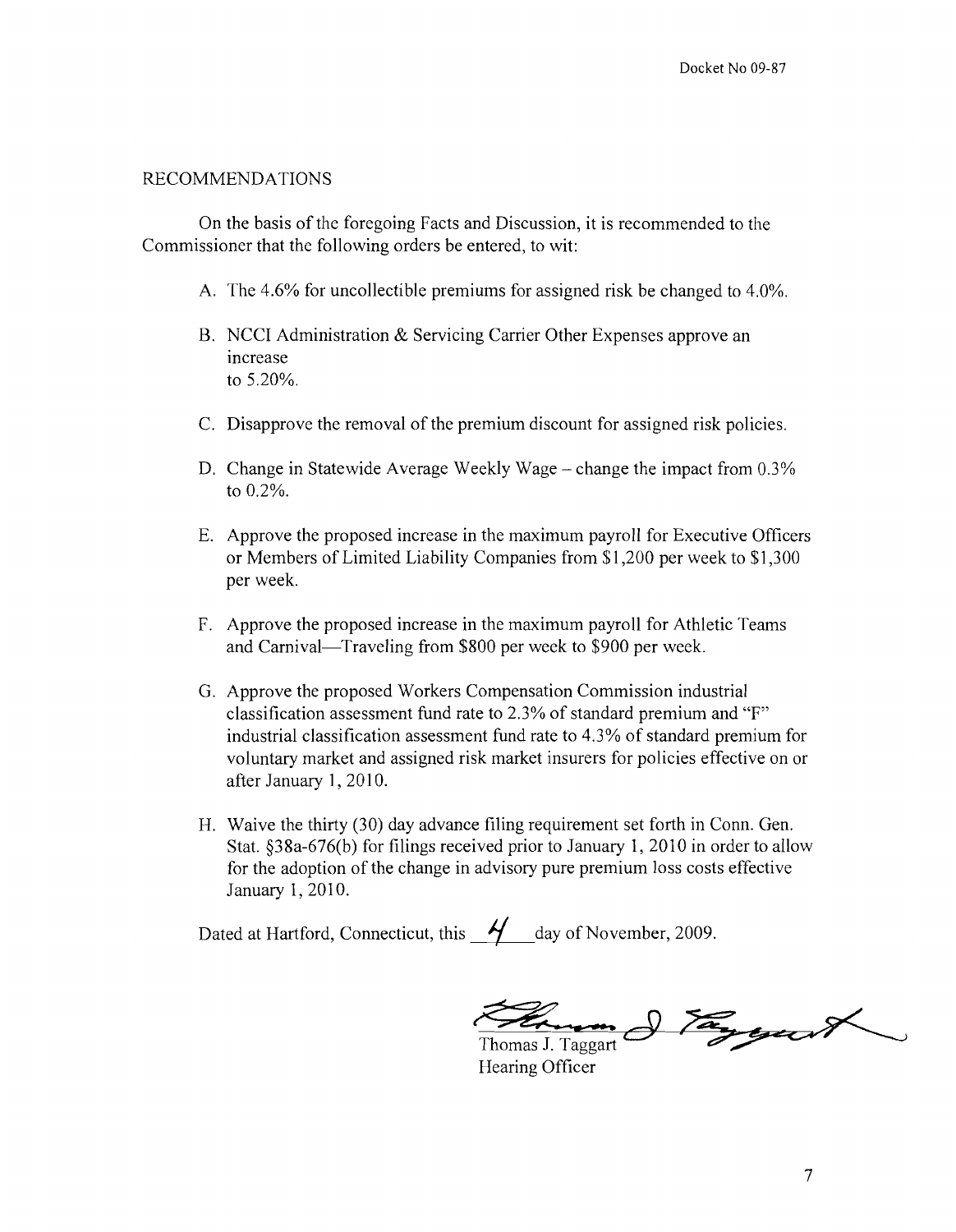## RECOMMENDATIONS

On the basis of the foregoing Facts and Discussion, it is recommended to the Commissioner that the following orders be entered, to wit:

A. The 4.6% for uncollectible premiums for assigned risk be changed to 4.0%.

B. NCCI Administration & Servicing Carrier Other Expenses approve an increase to 5.20%.

C. Disapprove the removal of the premium discount for assigned risk policies.

D. Change in Statewide Average Weekly Wage – change the impact from 0.3% to 0.2%.

E. Approve the proposed increase in the maximum payroll for Executive Officers or Members of Limited Liability Companies from $1,200 per week to $1,300 per week.

F. Approve the proposed increase in the maximum payroll for Athletic Teams and Carnival—Traveling from $800 per week to $900 per week.

G. Approve the proposed Workers Compensation Commission industrial classification assessment fund rate to 2.3% of standard premium and "F" industrial classification assessment fund rate to 4.3% of standard premium for voluntary market and assigned risk market insurers for policies effective on or after January 1, 2010.

H. Waive the thirty (30) day advance filing requirement set forth in Conn. Gen. Stat. §38a-676(b) for filings received prior to January 1, 2010 in order to allow for the adoption of the change in advisory pure premium loss costs effective January 1, 2010.

Dated at Hartford, Connecticut, this 4 day of November, 2009.

Thomas J. Taggart
Hearing Officer